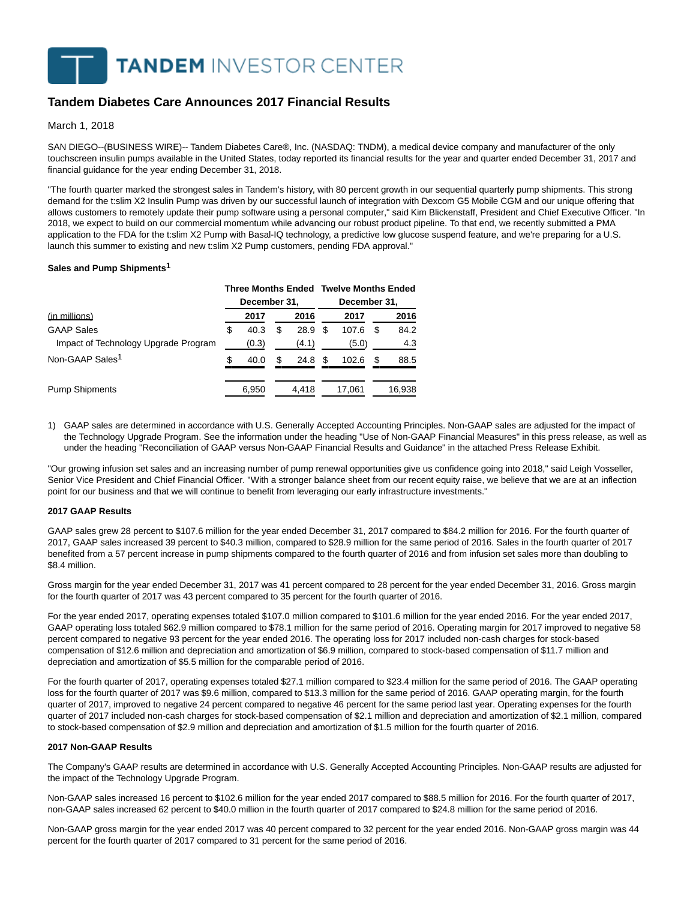TANDEM INVESTOR CENTER

# Tandem Diabetes Care Announces 2017 Financial Results

March 1, 2018

SAN DIEGO--(BUSINESS WIRE)-- Tandem Diabetes Care®, Inc. (NASDAQ: TNDM), a medical device company and manufacturer of the only touchscreen insulin pumps available in the United States, today reported its financial results for the year and quarter ended December 31, 2017 and financial guidance for the year ending December 31, 2018.

"The fourth quarter marked the strongest sales in Tandem's history, with 80 percent growth in our sequential quarterly pump shipments. This strong demand for the t:slim X2 Insulin Pump was driven by our successful launch of integration with Dexcom G5 Mobile CGM and our unique offering that allows customers to remotely update their pump software using a personal computer," said Kim Blickenstaff, President and Chief Executive Officer. "In 2018, we expect to build on our commercial momentum while advancing our robust product pipeline. To that end, we recently submitted a PMA application to the FDA for the t:slim X2 Pump with Basal-IQ technology, a predictive low glucose suspend feature, and we're preparing for a U.S. launch this summer to existing and new t:slim X2 Pump customers, pending FDA approval."

**Sales and Pump Shipments[1]**

| | Three Months Ended December 31, | | Twelve Months Ended December 31, | |
|---|---|---|---|---|
| (in millions) | 2017 | 2016 | 2017 | 2016 |
| GAAP Sales | $ 40.3 | $ 28.9 | $ 107.6 | $ 84.2 |
| Impact of Technology Upgrade Program | (0.3) | (4.1) | (5.0) | 4.3 |
| Non-GAAP Sales[1] | $ 40.0 | $ 24.8 | $ 102.6 | $ 88.5 |
| Pump Shipments | 6,950 | 4,418 | 17,061 | 16,938 |

1) GAAP sales are determined in accordance with U.S. Generally Accepted Accounting Principles. Non-GAAP sales are adjusted for the impact of the Technology Upgrade Program. See the information under the heading "Use of Non-GAAP Financial Measures" in this press release, as well as under the heading "Reconciliation of GAAP versus Non-GAAP Financial Results and Guidance" in the attached Press Release Exhibit.

"Our growing infusion set sales and an increasing number of pump renewal opportunities give us confidence going into 2018," said Leigh Vosseller, Senior Vice President and Chief Financial Officer. "With a stronger balance sheet from our recent equity raise, we believe that we are at an inflection point for our business and that we will continue to benefit from leveraging our early infrastructure investments."

**2017 GAAP Results**

GAAP sales grew 28 percent to $107.6 million for the year ended December 31, 2017 compared to $84.2 million for 2016. For the fourth quarter of 2017, GAAP sales increased 39 percent to $40.3 million, compared to $28.9 million for the same period of 2016. Sales in the fourth quarter of 2017 benefited from a 57 percent increase in pump shipments compared to the fourth quarter of 2016 and from infusion set sales more than doubling to $8.4 million.

Gross margin for the year ended December 31, 2017 was 41 percent compared to 28 percent for the year ended December 31, 2016. Gross margin for the fourth quarter of 2017 was 43 percent compared to 35 percent for the fourth quarter of 2016.

For the year ended 2017, operating expenses totaled $107.0 million compared to $101.6 million for the year ended 2016. For the year ended 2017, GAAP operating loss totaled $62.9 million compared to $78.1 million for the same period of 2016. Operating margin for 2017 improved to negative 58 percent compared to negative 93 percent for the year ended 2016. The operating loss for 2017 included non-cash charges for stock-based compensation of $12.6 million and depreciation and amortization of $6.9 million, compared to stock-based compensation of $11.7 million and depreciation and amortization of $5.5 million for the comparable period of 2016.

For the fourth quarter of 2017, operating expenses totaled $27.1 million compared to $23.4 million for the same period of 2016. The GAAP operating loss for the fourth quarter of 2017 was $9.6 million, compared to $13.3 million for the same period of 2016. GAAP operating margin, for the fourth quarter of 2017, improved to negative 24 percent compared to negative 46 percent for the same period last year. Operating expenses for the fourth quarter of 2017 included non-cash charges for stock-based compensation of $2.1 million and depreciation and amortization of $2.1 million, compared to stock-based compensation of $2.9 million and depreciation and amortization of $1.5 million for the fourth quarter of 2016.

**2017 Non-GAAP Results**

The Company's GAAP results are determined in accordance with U.S. Generally Accepted Accounting Principles. Non-GAAP results are adjusted for the impact of the Technology Upgrade Program.

Non-GAAP sales increased 16 percent to $102.6 million for the year ended 2017 compared to $88.5 million for 2016. For the fourth quarter of 2017, non-GAAP sales increased 62 percent to $40.0 million in the fourth quarter of 2017 compared to $24.8 million for the same period of 2016.

Non-GAAP gross margin for the year ended 2017 was 40 percent compared to 32 percent for the year ended 2016. Non-GAAP gross margin was 44 percent for the fourth quarter of 2017 compared to 31 percent for the same period of 2016.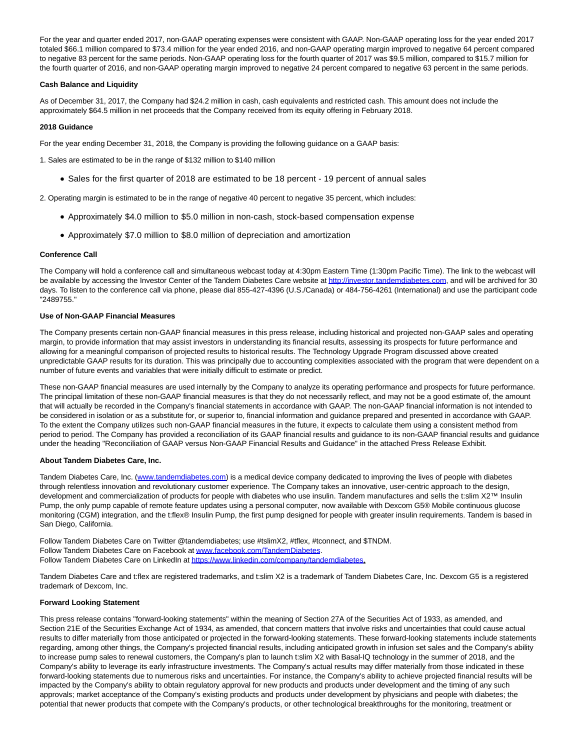For the year and quarter ended 2017, non-GAAP operating expenses were consistent with GAAP. Non-GAAP operating loss for the year ended 2017 totaled $66.1 million compared to $73.4 million for the year ended 2016, and non-GAAP operating margin improved to negative 64 percent compared to negative 83 percent for the same periods. Non-GAAP operating loss for the fourth quarter of 2017 was $9.5 million, compared to $15.7 million for the fourth quarter of 2016, and non-GAAP operating margin improved to negative 24 percent compared to negative 63 percent in the same periods.

**Cash Balance and Liquidity**

As of December 31, 2017, the Company had $24.2 million in cash, cash equivalents and restricted cash. This amount does not include the approximately $64.5 million in net proceeds that the Company received from its equity offering in February 2018.

**2018 Guidance**

For the year ending December 31, 2018, the Company is providing the following guidance on a GAAP basis:

1. Sales are estimated to be in the range of $132 million to $140 million
    - Sales for the first quarter of 2018 are estimated to be 18 percent - 19 percent of annual sales
2. Operating margin is estimated to be in the range of negative 40 percent to negative 35 percent, which includes:
    - Approximately $4.0 million to $5.0 million in non-cash, stock-based compensation expense
    - Approximately $7.0 million to $8.0 million of depreciation and amortization

**Conference Call**

The Company will hold a conference call and simultaneous webcast today at 4:30pm Eastern Time (1:30pm Pacific Time). The link to the webcast will be available by accessing the Investor Center of the Tandem Diabetes Care website at http://investor.tandemdiabetes.com, and will be archived for 30 days. To listen to the conference call via phone, please dial 855-427-4396 (U.S./Canada) or 484-756-4261 (International) and use the participant code "2489755."

**Use of Non-GAAP Financial Measures**

The Company presents certain non-GAAP financial measures in this press release, including historical and projected non-GAAP sales and operating margin, to provide information that may assist investors in understanding its financial results, assessing its prospects for future performance and allowing for a meaningful comparison of projected results to historical results. The Technology Upgrade Program discussed above created unpredictable GAAP results for its duration. This was principally due to accounting complexities associated with the program that were dependent on a number of future events and variables that were initially difficult to estimate or predict.

These non-GAAP financial measures are used internally by the Company to analyze its operating performance and prospects for future performance. The principal limitation of these non-GAAP financial measures is that they do not necessarily reflect, and may not be a good estimate of, the amount that will actually be recorded in the Company's financial statements in accordance with GAAP. The non-GAAP financial information is not intended to be considered in isolation or as a substitute for, or superior to, financial information and guidance prepared and presented in accordance with GAAP. To the extent the Company utilizes such non-GAAP financial measures in the future, it expects to calculate them using a consistent method from period to period. The Company has provided a reconciliation of its GAAP financial results and guidance to its non-GAAP financial results and guidance under the heading "Reconciliation of GAAP versus Non-GAAP Financial Results and Guidance" in the attached Press Release Exhibit.

**About Tandem Diabetes Care, Inc.**

Tandem Diabetes Care, Inc. (www.tandemdiabetes.com) is a medical device company dedicated to improving the lives of people with diabetes through relentless innovation and revolutionary customer experience. The Company takes an innovative, user-centric approach to the design, development and commercialization of products for people with diabetes who use insulin. Tandem manufactures and sells the t:slim X2™ Insulin Pump, the only pump capable of remote feature updates using a personal computer, now available with Dexcom G5® Mobile continuous glucose monitoring (CGM) integration, and the t:flex® Insulin Pump, the first pump designed for people with greater insulin requirements. Tandem is based in San Diego, California.

Follow Tandem Diabetes Care on Twitter @tandemdiabetes; use #tslimX2, #tflex, #tconnect, and $TNDM.
Follow Tandem Diabetes Care on Facebook at www.facebook.com/TandemDiabetes.
Follow Tandem Diabetes Care on LinkedIn at https://www.linkedin.com/company/tandemdiabetes.

Tandem Diabetes Care and t:flex are registered trademarks, and t:slim X2 is a trademark of Tandem Diabetes Care, Inc. Dexcom G5 is a registered trademark of Dexcom, Inc.

**Forward Looking Statement**

This press release contains "forward-looking statements" within the meaning of Section 27A of the Securities Act of 1933, as amended, and Section 21E of the Securities Exchange Act of 1934, as amended, that concern matters that involve risks and uncertainties that could cause actual results to differ materially from those anticipated or projected in the forward-looking statements. These forward-looking statements include statements regarding, among other things, the Company's projected financial results, including anticipated growth in infusion set sales and the Company's ability to increase pump sales to renewal customers, the Company's plan to launch t:slim X2 with Basal-IQ technology in the summer of 2018, and the Company's ability to leverage its early infrastructure investments. The Company's actual results may differ materially from those indicated in these forward-looking statements due to numerous risks and uncertainties. For instance, the Company's ability to achieve projected financial results will be impacted by the Company's ability to obtain regulatory approval for new products and products under development and the timing of any such approvals; market acceptance of the Company's existing products and products under development by physicians and people with diabetes; the potential that newer products that compete with the Company's products, or other technological breakthroughs for the monitoring, treatment or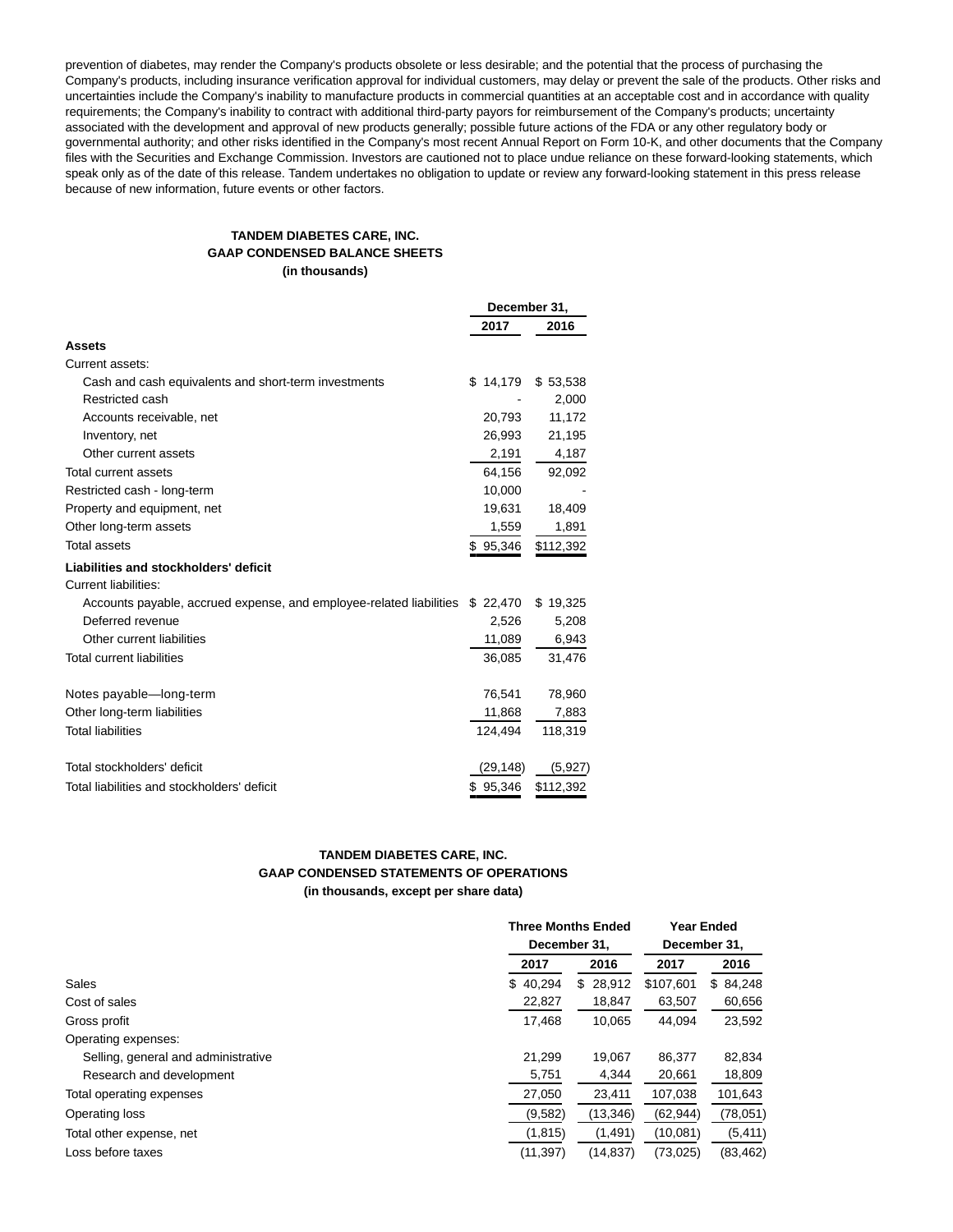prevention of diabetes, may render the Company's products obsolete or less desirable; and the potential that the process of purchasing the Company's products, including insurance verification approval for individual customers, may delay or prevent the sale of the products. Other risks and uncertainties include the Company's inability to manufacture products in commercial quantities at an acceptable cost and in accordance with quality requirements; the Company's inability to contract with additional third-party payors for reimbursement of the Company's products; uncertainty associated with the development and approval of new products generally; possible future actions of the FDA or any other regulatory body or governmental authority; and other risks identified in the Company's most recent Annual Report on Form 10-K, and other documents that the Company files with the Securities and Exchange Commission. Investors are cautioned not to place undue reliance on these forward-looking statements, which speak only as of the date of this release. Tandem undertakes no obligation to update or review any forward-looking statement in this press release because of new information, future events or other factors.

**TANDEM DIABETES CARE, INC.**
**GAAP CONDENSED BALANCE SHEETS**
**(in thousands)**

| | December 31, | |
|---|---|---|
| | 2017 | 2016 |
| **Assets** | | |
| Current assets: | | |
| Cash and cash equivalents and short-term investments | $ 14,179 | $ 53,538 |
| Restricted cash | - | 2,000 |
| Accounts receivable, net | 20,793 | 11,172 |
| Inventory, net | 26,993 | 21,195 |
| Other current assets | 2,191 | 4,187 |
| Total current assets | 64,156 | 92,092 |
| Restricted cash - long-term | 10,000 | - |
| Property and equipment, net | 19,631 | 18,409 |
| Other long-term assets | 1,559 | 1,891 |
| Total assets | $ 95,346 | $112,392 |
| **Liabilities and stockholders' deficit** | | |
| Current liabilities: | | |
| Accounts payable, accrued expense, and employee-related liabilities | $ 22,470 | $ 19,325 |
| Deferred revenue | 2,526 | 5,208 |
| Other current liabilities | 11,089 | 6,943 |
| Total current liabilities | 36,085 | 31,476 |
| Notes payable—long-term | 76,541 | 78,960 |
| Other long-term liabilities | 11,868 | 7,883 |
| Total liabilities | 124,494 | 118,319 |
| Total stockholders' deficit | (29,148) | (5,927) |
| Total liabilities and stockholders' deficit | $ 95,346 | $112,392 |

**TANDEM DIABETES CARE, INC.**
**GAAP CONDENSED STATEMENTS OF OPERATIONS**
**(in thousands, except per share data)**

| | Three Months Ended December 31, | | Year Ended December 31, | |
|---|---|---|---|---|
| | 2017 | 2016 | 2017 | 2016 |
| Sales | $ 40,294 | $ 28,912 | $107,601 | $ 84,248 |
| Cost of sales | 22,827 | 18,847 | 63,507 | 60,656 |
| Gross profit | 17,468 | 10,065 | 44,094 | 23,592 |
| Operating expenses: | | | | |
| Selling, general and administrative | 21,299 | 19,067 | 86,377 | 82,834 |
| Research and development | 5,751 | 4,344 | 20,661 | 18,809 |
| Total operating expenses | 27,050 | 23,411 | 107,038 | 101,643 |
| Operating loss | (9,582) | (13,346) | (62,944) | (78,051) |
| Total other expense, net | (1,815) | (1,491) | (10,081) | (5,411) |
| Loss before taxes | (11,397) | (14,837) | (73,025) | (83,462) |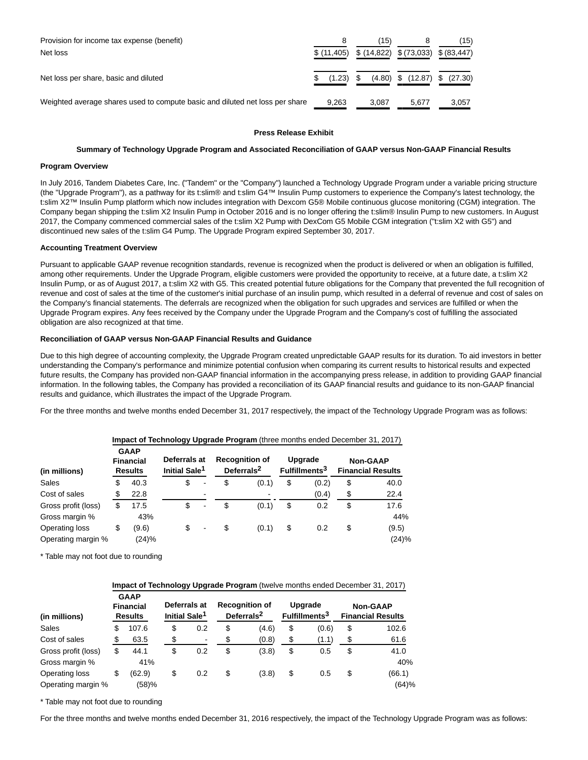| | | | | |
|---|---|---|---|---|
| Provision for income tax expense (benefit) | 8 | (15) | 8 | (15) |
| Net loss | $ (11,405) | $ (14,822) | $ (73,033) | $ (83,447) |
| Net loss per share, basic and diluted | $ (1.23) | $ (4.80) | $ (12.87) | $ (27.30) |
| Weighted average shares used to compute basic and diluted net loss per share | 9,263 | 3,087 | 5,677 | 3,057 |

**Press Release Exhibit**

**Summary of Technology Upgrade Program and Associated Reconciliation of GAAP versus Non-GAAP Financial Results**

**Program Overview**

In July 2016, Tandem Diabetes Care, Inc. ("Tandem" or the "Company") launched a Technology Upgrade Program under a variable pricing structure (the "Upgrade Program"), as a pathway for its t:slim® and t:slim G4™ Insulin Pump customers to experience the Company's latest technology, the t:slim X2™ Insulin Pump platform which now includes integration with Dexcom G5® Mobile continuous glucose monitoring (CGM) integration. The Company began shipping the t:slim X2 Insulin Pump in October 2016 and is no longer offering the t:slim® Insulin Pump to new customers. In August 2017, the Company commenced commercial sales of the t:slim X2 Pump with DexCom G5 Mobile CGM integration ("t:slim X2 with G5") and discontinued new sales of the t:slim G4 Pump. The Upgrade Program expired September 30, 2017.

**Accounting Treatment Overview**

Pursuant to applicable GAAP revenue recognition standards, revenue is recognized when the product is delivered or when an obligation is fulfilled, among other requirements. Under the Upgrade Program, eligible customers were provided the opportunity to receive, at a future date, a t:slim X2 Insulin Pump, or as of August 2017, a t:slim X2 with G5. This created potential future obligations for the Company that prevented the full recognition of revenue and cost of sales at the time of the customer's initial purchase of an insulin pump, which resulted in a deferral of revenue and cost of sales on the Company's financial statements. The deferrals are recognized when the obligation for such upgrades and services are fulfilled or when the Upgrade Program expires. Any fees received by the Company under the Upgrade Program and the Company's cost of fulfilling the associated obligation are also recognized at that time.

**Reconciliation of GAAP versus Non-GAAP Financial Results and Guidance**

Due to this high degree of accounting complexity, the Upgrade Program created unpredictable GAAP results for its duration. To aid investors in better understanding the Company's performance and minimize potential confusion when comparing its current results to historical results and expected future results, the Company has provided non-GAAP financial information in the accompanying press release, in addition to providing GAAP financial information. In the following tables, the Company has provided a reconciliation of its GAAP financial results and guidance to its non-GAAP financial results and guidance, which illustrates the impact of the Upgrade Program.

For the three months and twelve months ended December 31, 2017 respectively, the impact of the Technology Upgrade Program was as follows:

| | **Impact of Technology Upgrade Program** (three months ended December 31, 2017) | | | | |
|---|---|---|---|---|---|
| **(in millions)** | **GAAP Financial Results** | **Deferrals at Initial Sale[1]** | **Recognition of Deferrals[2]** | **Upgrade Fulfillments[3]** | **Non-GAAP Financial Results** |
| Sales | $ 40.3 | $ - | $ (0.1) | $ (0.2) | $ 40.0 |
| Cost of sales | $ 22.8 | - | - | (0.4) | $ 22.4 |
| Gross profit (loss) | $ 17.5 | $ - | $ (0.1) | $ 0.2 | $ 17.6 |
| Gross margin % | 43% | | | | 44% |
| Operating loss | $ (9.6) | $ - | $ (0.1) | $ 0.2 | $ (9.5) |
| Operating margin % | (24)% | | | | (24)% |

\* Table may not foot due to rounding

| | **Impact of Technology Upgrade Program** (twelve months ended December 31, 2017) | | | | |
|---|---|---|---|---|---|
| **(in millions)** | **GAAP Financial Results** | **Deferrals at Initial Sale[1]** | **Recognition of Deferrals[2]** | **Upgrade Fulfillments[3]** | **Non-GAAP Financial Results** |
| Sales | $ 107.6 | $ 0.2 | $ (4.6) | $ (0.6) | $ 102.6 |
| Cost of sales | $ 63.5 | $ - | $ (0.8) | $ (1.1) | $ 61.6 |
| Gross profit (loss) | $ 44.1 | $ 0.2 | $ (3.8) | $ 0.5 | $ 41.0 |
| Gross margin % | 41% | | | | 40% |
| Operating loss | $ (62.9) | $ 0.2 | $ (3.8) | $ 0.5 | $ (66.1) |
| Operating margin % | (58)% | | | | (64)% |

\* Table may not foot due to rounding

For the three months and twelve months ended December 31, 2016 respectively, the impact of the Technology Upgrade Program was as follows: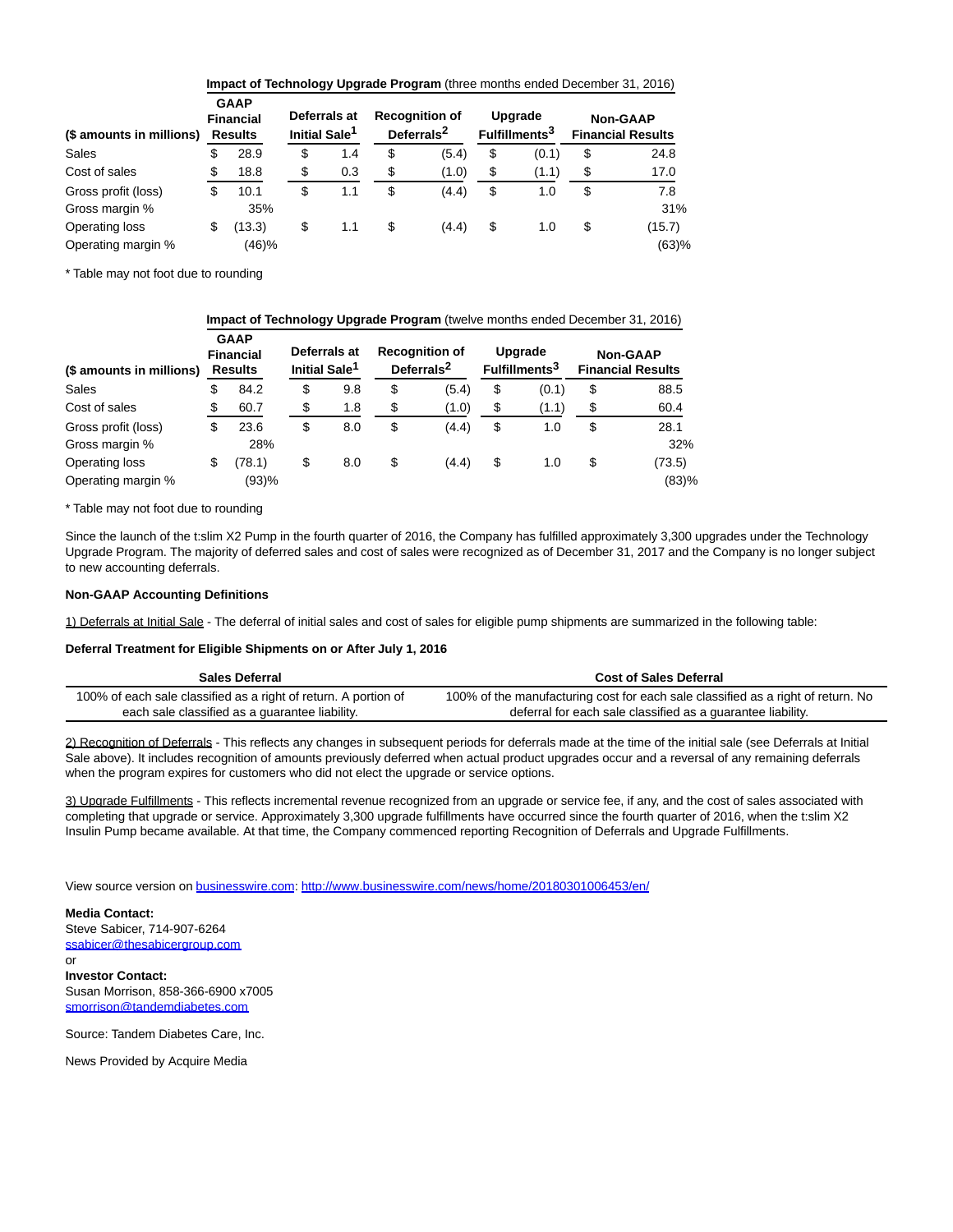**Impact of Technology Upgrade Program** (three months ended December 31, 2016)

| ($ amounts in millions) | GAAP Financial Results | Deferrals at Initial Sale[1] | Recognition of Deferrals[2] | Upgrade Fulfillments[3] | Non-GAAP Financial Results |
|---|---|---|---|---|---|
| Sales | $ 28.9 | $ 1.4 | $ (5.4) | $ (0.1) | $ 24.8 |
| Cost of sales | $ 18.8 | $ 0.3 | $ (1.0) | $ (1.1) | $ 17.0 |
| Gross profit (loss) | $ 10.1 | $ 1.1 | $ (4.4) | $ 1.0 | $ 7.8 |
| Gross margin % | 35% | | | | 31% |
| Operating loss | $ (13.3) | $ 1.1 | $ (4.4) | $ 1.0 | $ (15.7) |
| Operating margin % | (46)% | | | | (63)% |

* Table may not foot due to rounding

**Impact of Technology Upgrade Program** (twelve months ended December 31, 2016)

| ($ amounts in millions) | GAAP Financial Results | Deferrals at Initial Sale[1] | Recognition of Deferrals[2] | Upgrade Fulfillments[3] | Non-GAAP Financial Results |
|---|---|---|---|---|---|
| Sales | $ 84.2 | $ 9.8 | $ (5.4) | $ (0.1) | $ 88.5 |
| Cost of sales | $ 60.7 | $ 1.8 | $ (1.0) | $ (1.1) | $ 60.4 |
| Gross profit (loss) | $ 23.6 | $ 8.0 | $ (4.4) | $ 1.0 | $ 28.1 |
| Gross margin % | 28% | | | | 32% |
| Operating loss | $ (78.1) | $ 8.0 | $ (4.4) | $ 1.0 | $ (73.5) |
| Operating margin % | (93)% | | | | (83)% |

* Table may not foot due to rounding

Since the launch of the t:slim X2 Pump in the fourth quarter of 2016, the Company has fulfilled approximately 3,300 upgrades under the Technology Upgrade Program. The majority of deferred sales and cost of sales were recognized as of December 31, 2017 and the Company is no longer subject to new accounting deferrals.

**Non-GAAP Accounting Definitions**

1) Deferrals at Initial Sale - The deferral of initial sales and cost of sales for eligible pump shipments are summarized in the following table:

**Deferral Treatment for Eligible Shipments on or After July 1, 2016**

| Sales Deferral | Cost of Sales Deferral |
|---|---|
| 100% of each sale classified as a right of return. A portion of each sale classified as a guarantee liability. | 100% of the manufacturing cost for each sale classified as a right of return. No deferral for each sale classified as a guarantee liability. |

2) Recognition of Deferrals - This reflects any changes in subsequent periods for deferrals made at the time of the initial sale (see Deferrals at Initial Sale above). It includes recognition of amounts previously deferred when actual product upgrades occur and a reversal of any remaining deferrals when the program expires for customers who did not elect the upgrade or service options.

3) Upgrade Fulfillments - This reflects incremental revenue recognized from an upgrade or service fee, if any, and the cost of sales associated with completing that upgrade or service. Approximately 3,300 upgrade fulfillments have occurred since the fourth quarter of 2016, when the t:slim X2 Insulin Pump became available. At that time, the Company commenced reporting Recognition of Deferrals and Upgrade Fulfillments.

View source version on businesswire.com: http://www.businesswire.com/news/home/20180301006453/en/

**Media Contact:**
Steve Sabicer, 714-907-6264
ssabicer@thesabicergroup.com
or
**Investor Contact:**
Susan Morrison, 858-366-6900 x7005
smorrison@tandemdiabetes.com

Source: Tandem Diabetes Care, Inc.

News Provided by Acquire Media